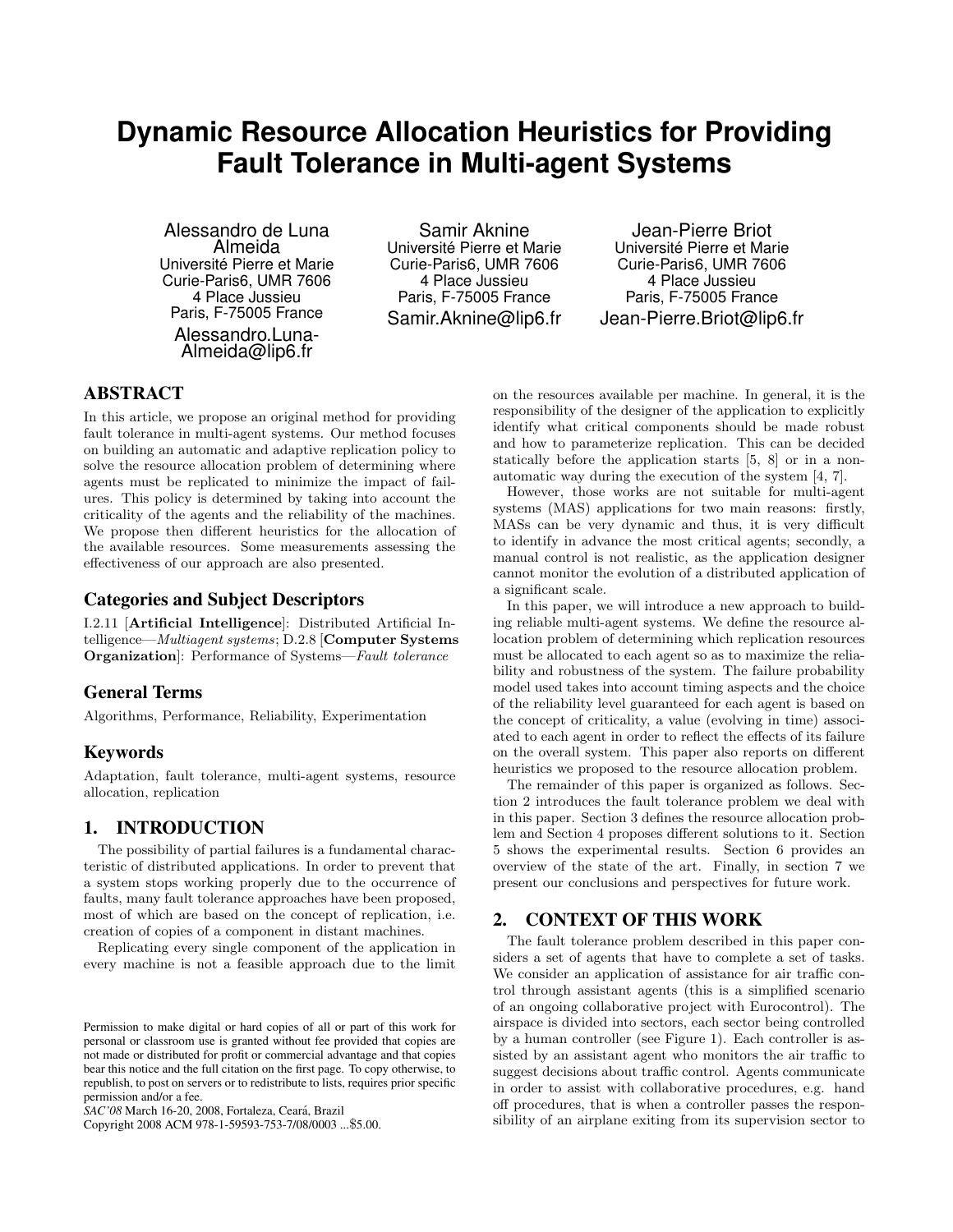# Dynamic Resource Allocation Heuristics for Providing Fault Tolerance in Multi-agent Systems

Alessandro de Luna Almeida
Université Pierre et Marie Curie-Paris6, UMR 7606
4 Place Jussieu
Paris, F-75005 France
Alessandro.Luna-Almeida@lip6.fr

Samir Aknine
Université Pierre et Marie Curie-Paris6, UMR 7606
4 Place Jussieu
Paris, F-75005 France
Samir.Aknine@lip6.fr

Jean-Pierre Briot
Université Pierre et Marie Curie-Paris6, UMR 7606
4 Place Jussieu
Paris, F-75005 France
Jean-Pierre.Briot@lip6.fr

## ABSTRACT

In this article, we propose an original method for providing fault tolerance in multi-agent systems. Our method focuses on building an automatic and adaptive replication policy to solve the resource allocation problem of determining where agents must be replicated to minimize the impact of failures. This policy is determined by taking into account the criticality of the agents and the reliability of the machines. We propose then different heuristics for the allocation of the available resources. Some measurements assessing the effectiveness of our approach are also presented.

## Categories and Subject Descriptors

I.2.11 [**Artificial Intelligence**]: Distributed Artificial Intelligence—*Multiagent systems*; D.2.8 [**Computer Systems Organization**]: Performance of Systems—*Fault tolerance*

## General Terms

Algorithms, Performance, Reliability, Experimentation

## Keywords

Adaptation, fault tolerance, multi-agent systems, resource allocation, replication

## 1. INTRODUCTION

The possibility of partial failures is a fundamental characteristic of distributed applications. In order to prevent that a system stops working properly due to the occurrence of faults, many fault tolerance approaches have been proposed, most of which are based on the concept of replication, i.e. creation of copies of a component in distant machines.

Replicating every single component of the application in every machine is not a feasible approach due to the limit on the resources available per machine. In general, it is the responsibility of the designer of the application to explicitly identify what critical components should be made robust and how to parameterize replication. This can be decided statically before the application starts [5, 8] or in a non-automatic way during the execution of the system [4, 7].

However, those works are not suitable for multi-agent systems (MAS) applications for two main reasons: firstly, MASs can be very dynamic and thus, it is very difficult to identify in advance the most critical agents; secondly, a manual control is not realistic, as the application designer cannot monitor the evolution of a distributed application of a significant scale.

In this paper, we will introduce a new approach to building reliable multi-agent systems. We define the resource allocation problem of determining which replication resources must be allocated to each agent so as to maximize the reliability and robustness of the system. The failure probability model used takes into account timing aspects and the choice of the reliability level guaranteed for each agent is based on the concept of criticality, a value (evolving in time) associated to each agent in order to reflect the effects of its failure on the overall system. This paper also reports on different heuristics we proposed to the resource allocation problem.

The remainder of this paper is organized as follows. Section 2 introduces the fault tolerance problem we deal with in this paper. Section 3 defines the resource allocation problem and Section 4 proposes different solutions to it. Section 5 shows the experimental results. Section 6 provides an overview of the state of the art. Finally, in section 7 we present our conclusions and perspectives for future work.

## 2. CONTEXT OF THIS WORK

The fault tolerance problem described in this paper considers a set of agents that have to complete a set of tasks. We consider an application of assistance for air traffic control through assistant agents (this is a simplified scenario of an ongoing collaborative project with Eurocontrol). The airspace is divided into sectors, each sector being controlled by a human controller (see Figure 1). Each controller is assisted by an assistant agent who monitors the air traffic to suggest decisions about traffic control. Agents communicate in order to assist with collaborative procedures, e.g. hand off procedures, that is when a controller passes the responsibility of an airplane exiting from its supervision sector to

Permission to make digital or hard copies of all or part of this work for personal or classroom use is granted without fee provided that copies are not made or distributed for profit or commercial advantage and that copies bear this notice and the full citation on the first page. To copy otherwise, to republish, to post on servers or to redistribute to lists, requires prior specific permission and/or a fee.
*SAC'08* March 16-20, 2008, Fortaleza, Ceará, Brazil
Copyright 2008 ACM 978-1-59593-753-7/08/0003 ...$5.00.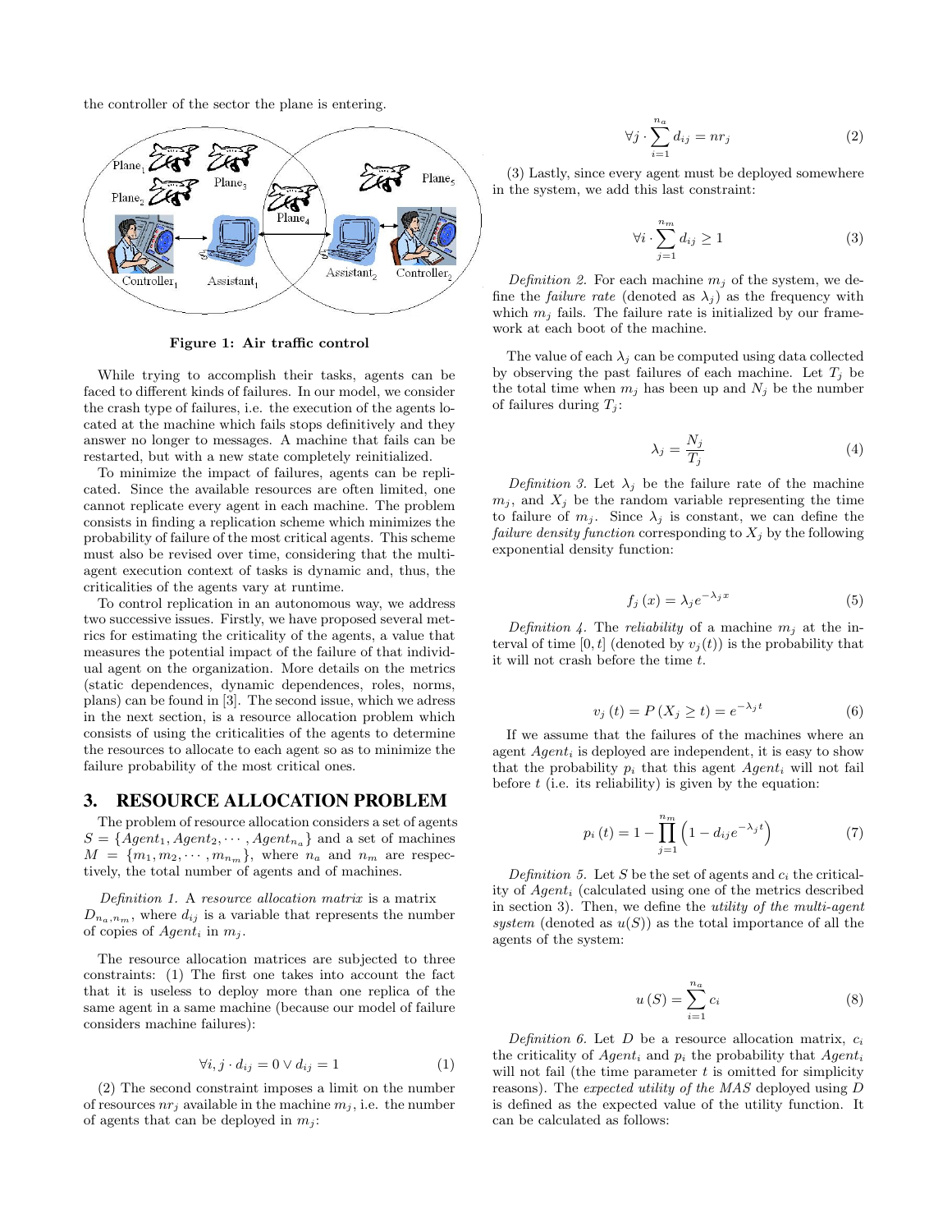the controller of the sector the plane is entering.

**Figure 1: Air traffic control**

While trying to accomplish their tasks, agents can be faced to different kinds of failures. In our model, we consider the crash type of failures, i.e. the execution of the agents located at the machine which fails stops definitively and they answer no longer to messages. A machine that fails can be restarted, but with a new state completely reinitialized.

To minimize the impact of failures, agents can be replicated. Since the available resources are often limited, one cannot replicate every agent in each machine. The problem consists in finding a replication scheme which minimizes the probability of failure of the most critical agents. This scheme must also be revised over time, considering that the multi-agent execution context of tasks is dynamic and, thus, the criticalities of the agents vary at runtime.

To control replication in an autonomous way, we address two successive issues. Firstly, we have proposed several metrics for estimating the criticality of the agents, a value that measures the potential impact of the failure of that individual agent on the organization. More details on the metrics (static dependences, dynamic dependences, roles, norms, plans) can be found in [3]. The second issue, which we adress in the next section, is a resource allocation problem which consists of using the criticalities of the agents to determine the resources to allocate to each agent so as to minimize the failure probability of the most critical ones.

## 3. RESOURCE ALLOCATION PROBLEM

The problem of resource allocation considers a set of agents $S = \{Agent_1, Agent_2, \cdots, Agent_{n_a}\}$ and a set of machines $M = \{m_1, m_2, \cdots, m_{n_m}\}$, where $n_a$ and $n_m$ are respectively, the total number of agents and of machines.

*Definition 1.* A *resource allocation matrix* is a matrix $D_{n_a,n_m}$, where $d_{ij}$ is a variable that represents the number of copies of $Agent_i$ in $m_j$.

The resource allocation matrices are subjected to three constraints: (1) The first one takes into account the fact that it is useless to deploy more than one replica of the same agent in a same machine (because our model of failure considers machine failures):

$$\forall i, j \cdot d_{ij} = 0 \vee d_{ij} = 1 \tag{1}$$

(2) The second constraint imposes a limit on the number of resources $nr_j$ available in the machine $m_j$, i.e. the number of agents that can be deployed in $m_j$:

$$\forall j \cdot \sum_{i=1}^{n_a} d_{ij} = nr_j \tag{2}$$

(3) Lastly, since every agent must be deployed somewhere in the system, we add this last constraint:

$$\forall i \cdot \sum_{j=1}^{n_m} d_{ij} \geq 1 \tag{3}$$

*Definition 2.* For each machine $m_j$ of the system, we define the *failure rate* (denoted as $\lambda_j$) as the frequency with which $m_j$ fails. The failure rate is initialized by our framework at each boot of the machine.

The value of each $\lambda_j$ can be computed using data collected by observing the past failures of each machine. Let $T_j$ be the total time when $m_j$ has been up and $N_j$ be the number of failures during $T_j$:

$$\lambda_j = \frac{N_j}{T_j} \tag{4}$$

*Definition 3.* Let $\lambda_j$ be the failure rate of the machine $m_j$, and $X_j$ be the random variable representing the time to failure of $m_j$. Since $\lambda_j$ is constant, we can define the *failure density function* corresponding to $X_j$ by the following exponential density function:

$$f_j(x) = \lambda_j e^{-\lambda_j x} \tag{5}$$

*Definition 4.* The *reliability* of a machine $m_j$ at the interval of time $[0, t]$ (denoted by $v_j(t)$) is the probability that it will not crash before the time $t$.

$$v_j(t) = P(X_j \geq t) = e^{-\lambda_j t} \tag{6}$$

If we assume that the failures of the machines where an agent $Agent_i$ is deployed are independent, it is easy to show that the probability $p_i$ that this agent $Agent_i$ will not fail before $t$ (i.e. its reliability) is given by the equation:

$$p_i(t) = 1 - \prod_{j=1}^{n_m} \left(1 - d_{ij} e^{-\lambda_j t}\right) \tag{7}$$

*Definition 5.* Let $S$ be the set of agents and $c_i$ the criticality of $Agent_i$ (calculated using one of the metrics described in section 3). Then, we define the *utility of the multi-agent system* (denoted as $u(S)$) as the total importance of all the agents of the system:

$$u(S) = \sum_{i=1}^{n_a} c_i \tag{8}$$

*Definition 6.* Let $D$ be a resource allocation matrix, $c_i$ the criticality of $Agent_i$ and $p_i$ the probability that $Agent_i$ will not fail (the time parameter $t$ is omitted for simplicity reasons). The *expected utility of the MAS* deployed using $D$ is defined as the expected value of the utility function. It can be calculated as follows: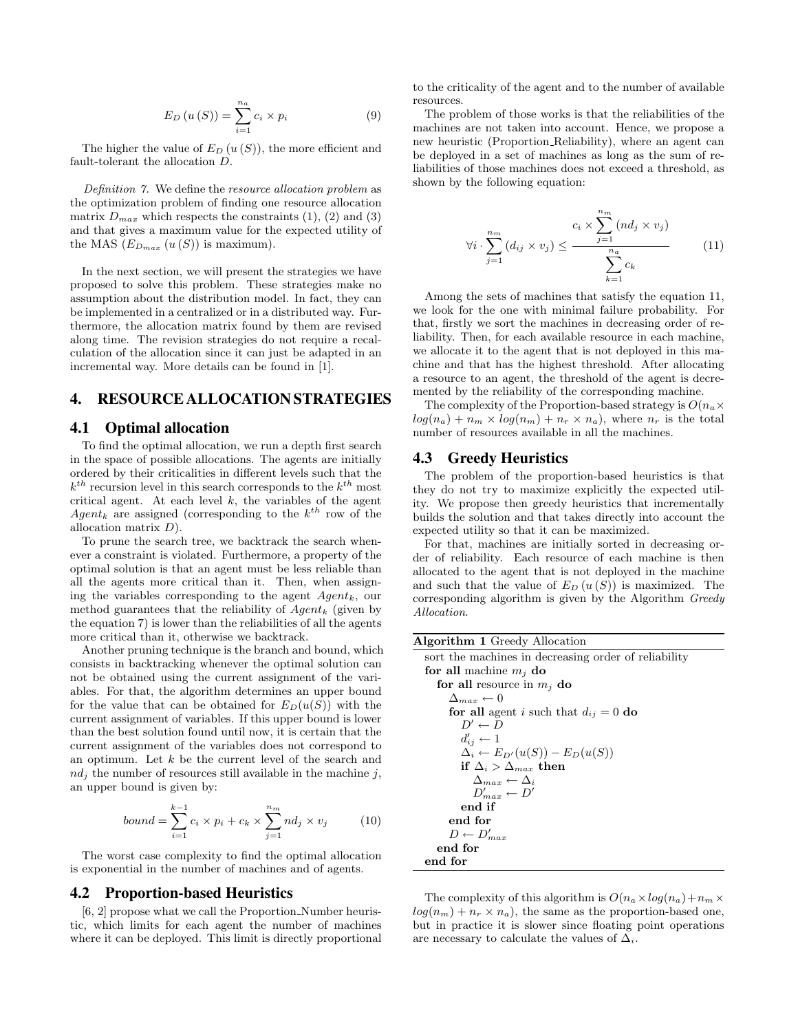$$E_D\left(u\left(S\right)\right) = \sum_{i=1}^{n_a} c_i \times p_i \tag{9}$$

The higher the value of $E_D\left(u\left(S\right)\right)$, the more efficient and fault-tolerant the allocation $D$.

*Definition 7.* We define the *resource allocation problem* as the optimization problem of finding one resource allocation matrix $D_{max}$ which respects the constraints (1), (2) and (3) and that gives a maximum value for the expected utility of the MAS ($E_{D_{max}}\left(u\left(S\right)\right)$ is maximum).

In the next section, we will present the strategies we have proposed to solve this problem. These strategies make no assumption about the distribution model. In fact, they can be implemented in a centralized or in a distributed way. Furthermore, the allocation matrix found by them are revised along time. The revision strategies do not require a recalculation of the allocation since it can just be adapted in an incremental way. More details can be found in [1].

## 4. RESOURCE ALLOCATION STRATEGIES

### 4.1 Optimal allocation

To find the optimal allocation, we run a depth first search in the space of possible allocations. The agents are initially ordered by their criticalities in different levels such that the $k^{th}$ recursion level in this search corresponds to the $k^{th}$ most critical agent. At each level $k$, the variables of the agent $Agent_k$ are assigned (corresponding to the $k^{th}$ row of the allocation matrix $D$).

To prune the search tree, we backtrack the search whenever a constraint is violated. Furthermore, a property of the optimal solution is that an agent must be less reliable than all the agents more critical than it. Then, when assigning the variables corresponding to the agent $Agent_k$, our method guarantees that the reliability of $Agent_k$ (given by the equation 7) is lower than the reliabilities of all the agents more critical than it, otherwise we backtrack.

Another pruning technique is the branch and bound, which consists in backtracking whenever the optimal solution can not be obtained using the current assignment of the variables. For that, the algorithm determines an upper bound for the value that can be obtained for $E_D(u(S))$ with the current assignment of variables. If this upper bound is lower than the best solution found until now, it is certain that the current assignment of the variables does not correspond to an optimum. Let $k$ be the current level of the search and $nd_j$ the number of resources still available in the machine $j$, an upper bound is given by:

$$bound = \sum_{i=1}^{k-1} c_i \times p_i + c_k \times \sum_{j=1}^{n_m} nd_j \times v_j \tag{10}$$

The worst case complexity to find the optimal allocation is exponential in the number of machines and of agents.

### 4.2 Proportion-based Heuristics

[6, 2] propose what we call the Proportion_Number heuristic, which limits for each agent the number of machines where it can be deployed. This limit is directly proportional to the criticality of the agent and to the number of available resources.

The problem of those works is that the reliabilities of the machines are not taken into account. Hence, we propose a new heuristic (Proportion_Reliability), where an agent can be deployed in a set of machines as long as the sum of reliabilities of those machines does not exceed a threshold, as shown by the following equation:

$$\forall i \cdot \sum_{j=1}^{n_m} (d_{ij} \times v_j) \leq \frac{c_i \times \sum_{j=1}^{n_m} (nd_j \times v_j)}{\sum_{k=1}^{n_a} c_k} \tag{11}$$

Among the sets of machines that satisfy the equation 11, we look for the one with minimal failure probability. For that, firstly we sort the machines in decreasing order of reliability. Then, for each available resource in each machine, we allocate it to the agent that is not deployed in this machine and that has the highest threshold. After allocating a resource to an agent, the threshold of the agent is decremented by the reliability of the corresponding machine.

The complexity of the Proportion-based strategy is $O(n_a \times log(n_a) + n_m \times log(n_m) + n_r \times n_a)$, where $n_r$ is the total number of resources available in all the machines.

### 4.3 Greedy Heuristics

The problem of the proportion-based heuristics is that they do not try to maximize explicitly the expected utility. We propose then greedy heuristics that incrementally builds the solution and that takes directly into account the expected utility so that it can be maximized.

For that, machines are initially sorted in decreasing order of reliability. Each resource of each machine is then allocated to the agent that is not deployed in the machine and such that the value of $E_D\left(u\left(S\right)\right)$ is maximized. The corresponding algorithm is given by the Algorithm *Greedy Allocation*.

**Algorithm 1** Greedy Allocation

```
sort the machines in decreasing order of reliability
for all machine m_j do
  for all resource in m_j do
    Δ_max ← 0
    for all agent i such that d_ij = 0 do
      D' ← D
      d'_ij ← 1
      Δ_i ← E_D'(u(S)) − E_D(u(S))
      if Δ_i > Δ_max then
        Δ_max ← Δ_i
        D'_max ← D'
      end if
    end for
    D ← D'_max
  end for
end for
```

The complexity of this algorithm is $O(n_a \times log(n_a) + n_m \times log(n_m) + n_r \times n_a)$, the same as the proportion-based one, but in practice it is slower since floating point operations are necessary to calculate the values of $\Delta_i$.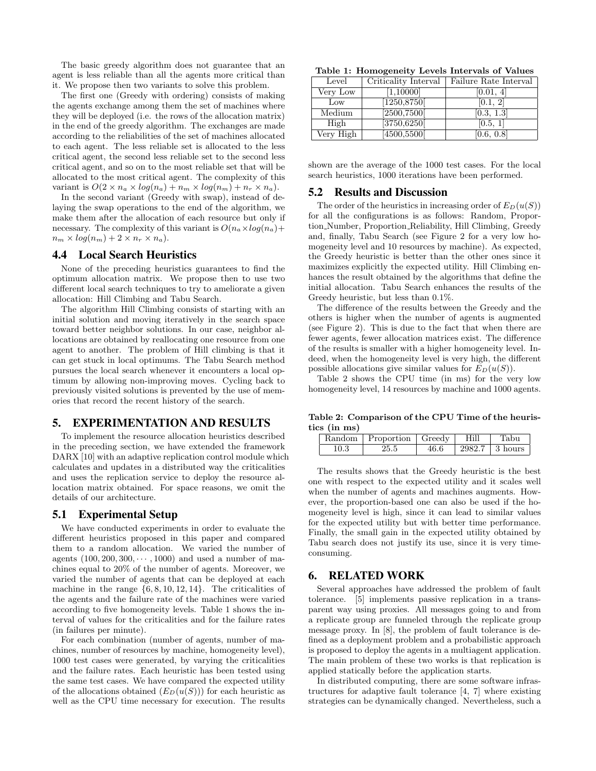The basic greedy algorithm does not guarantee that an agent is less reliable than all the agents more critical than it. We propose then two variants to solve this problem.

The first one (Greedy with ordering) consists of making the agents exchange among them the set of machines where they will be deployed (i.e. the rows of the allocation matrix) in the end of the greedy algorithm. The exchanges are made according to the reliabilities of the set of machines allocated to each agent. The less reliable set is allocated to the less critical agent, the second less reliable set to the second less critical agent, and so on to the most reliable set that will be allocated to the most critical agent. The complexity of this variant is $O(2 \times n_a \times log(n_a) + n_m \times log(n_m) + n_r \times n_a)$.

In the second variant (Greedy with swap), instead of delaying the swap operations to the end of the algorithm, we make them after the allocation of each resource but only if necessary. The complexity of this variant is $O(n_a \times log(n_a) + n_m \times log(n_m) + 2 \times n_r \times n_a)$.

### 4.4 Local Search Heuristics

None of the preceding heuristics guarantees to find the optimum allocation matrix. We propose then to use two different local search techniques to try to ameliorate a given allocation: Hill Climbing and Tabu Search.

The algorithm Hill Climbing consists of starting with an initial solution and moving iteratively in the search space toward better neighbor solutions. In our case, neighbor allocations are obtained by reallocating one resource from one agent to another. The problem of Hill climbing is that it can get stuck in local optimums. The Tabu Search method pursues the local search whenever it encounters a local optimum by allowing non-improving moves. Cycling back to previously visited solutions is prevented by the use of memories that record the recent history of the search.

## 5. EXPERIMENTATION AND RESULTS

To implement the resource allocation heuristics described in the preceding section, we have extended the framework DARX [10] with an adaptive replication control module which calculates and updates in a distributed way the criticalities and uses the replication service to deploy the resource allocation matrix obtained. For space reasons, we omit the details of our architecture.

### 5.1 Experimental Setup

We have conducted experiments in order to evaluate the different heuristics proposed in this paper and compared them to a random allocation. We varied the number of agents $(100, 200, 300, \cdots, 1000)$ and used a number of machines equal to 20% of the number of agents. Moreover, we varied the number of agents that can be deployed at each machine in the range $\{6, 8, 10, 12, 14\}$. The criticalities of the agents and the failure rate of the machines were varied according to five homogeneity levels. Table 1 shows the interval of values for the criticalities and for the failure rates (in failures per minute).

For each combination (number of agents, number of machines, number of resources by machine, homogeneity level), 1000 test cases were generated, by varying the criticalities and the failure rates. Each heuristic has been tested using the same test cases. We have compared the expected utility of the allocations obtained ($E_D(u(S))$) for each heuristic as well as the CPU time necessary for execution. The results shown are the average of the 1000 test cases. For the local search heuristics, 1000 iterations have been performed.

**Table 1: Homogeneity Levels Intervals of Values**

| Level | Criticality Interval | Failure Rate Interval |
|---|---|---|
| Very Low | [1,10000] | [0.01, 4] |
| Low | [1250,8750[ | [0.1, 2] |
| Medium | [2500,7500[ | [0.3, 1.3] |
| High | [3750,6250[ | [0.5, 1] |
| Very High | [4500,5500[ | [0.6, 0.8] |

### 5.2 Results and Discussion

The order of the heuristics in increasing order of $E_D(u(S))$ for all the configurations is as follows: Random, Proportion_Number, Proportion_Reliability, Hill Climbing, Greedy and, finally, Tabu Search (see Figure 2 for a very low homogeneity level and 10 resources by machine). As expected, the Greedy heuristic is better than the other ones since it maximizes explicitly the expected utility. Hill Climbing enhances the result obtained by the algorithms that define the initial allocation. Tabu Search enhances the results of the Greedy heuristic, but less than 0.1%.

The difference of the results between the Greedy and the others is higher when the number of agents is augmented (see Figure 2). This is due to the fact that when there are fewer agents, fewer allocation matrices exist. The difference of the results is smaller with a higher homogeneity level. Indeed, when the homogeneity level is very high, the different possible allocations give similar values for $E_D(u(S))$.

Table 2 shows the CPU time (in ms) for the very low homogeneity level, 14 resources by machine and 1000 agents.

**Table 2: Comparison of the CPU Time of the heuristics (in ms)**

| Random | Proportion | Greedy | Hill | Tabu |
|---|---|---|---|---|
| 10.3 | 25.5 | 46.6 | 2982.7 | 3 hours |

The results shows that the Greedy heuristic is the best one with respect to the expected utility and it scales well when the number of agents and machines augments. However, the proportion-based one can also be used if the homogeneity level is high, since it can lead to similar values for the expected utility but with better time performance. Finally, the small gain in the expected utility obtained by Tabu search does not justify its use, since it is very time-consuming.

## 6. RELATED WORK

Several approaches have addressed the problem of fault tolerance. [5] implements passive replication in a transparent way using proxies. All messages going to and from a replicate group are funneled through the replicate group message proxy. In [8], the problem of fault tolerance is defined as a deployment problem and a probabilistic approach is proposed to deploy the agents in a multiagent application. The main problem of these two works is that replication is applied statically before the application starts.

In distributed computing, there are some software infrastructures for adaptive fault tolerance [4, 7] where existing strategies can be dynamically changed. Nevertheless, such a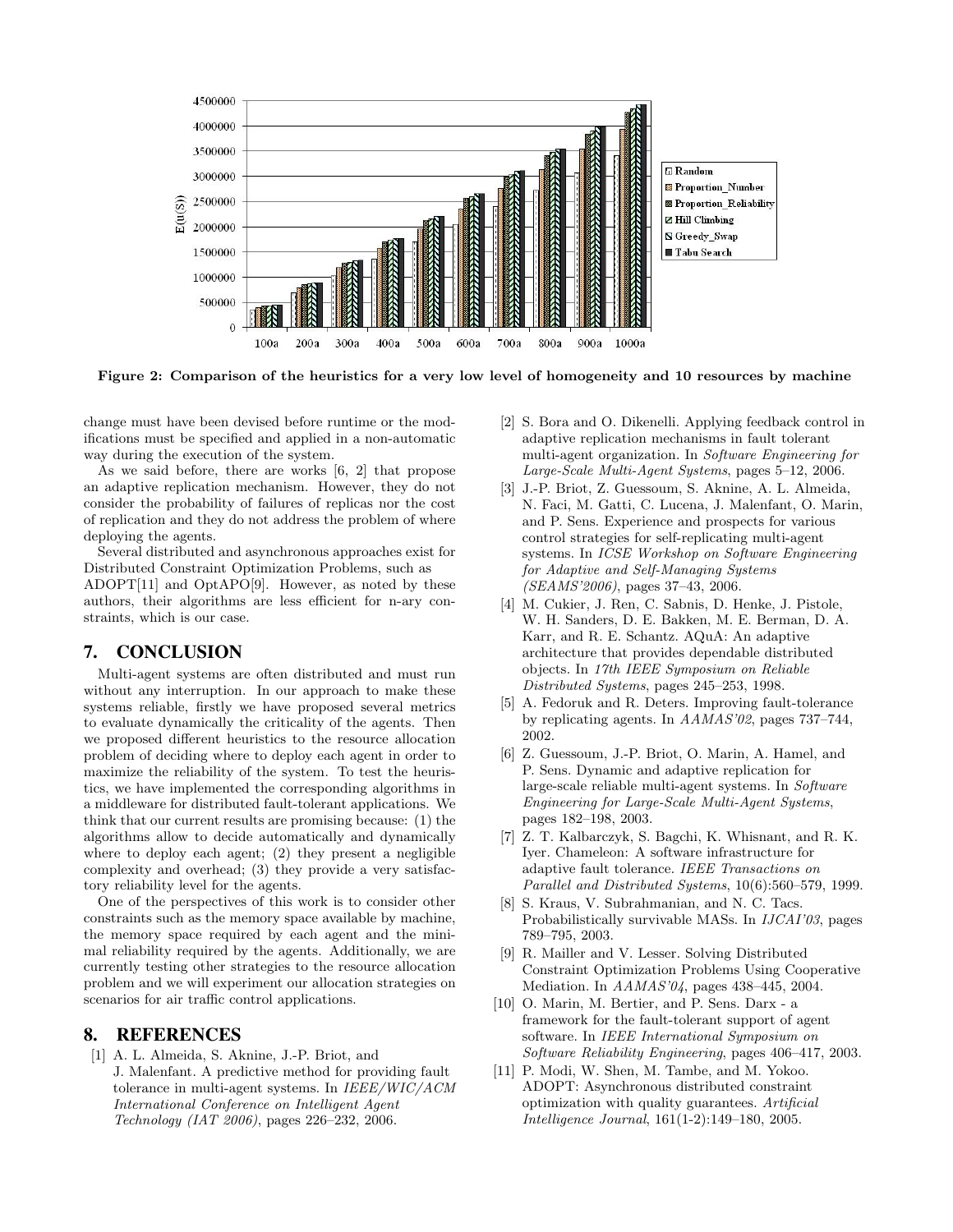4500000
4000000
3500000
3000000
2500000
2000000
1500000
1000000
500000
0

E(u(S))

100a 200a 300a 400a 500a 600a 700a 800a 900a 1000a

Random
Proportion_Number
Proportion_Reliability
Hill Climbing
Greedy_Swap
Tabu Search

**Figure 2: Comparison of the heuristics for a very low level of homogeneity and 10 resources by machine**

change must have been devised before runtime or the modifications must be specified and applied in a non-automatic way during the execution of the system.

As we said before, there are works [6, 2] that propose an adaptive replication mechanism. However, they do not consider the probability of failures of replicas nor the cost of replication and they do not address the problem of where deploying the agents.

Several distributed and asynchronous approaches exist for Distributed Constraint Optimization Problems, such as ADOPT[11] and OptAPO[9]. However, as noted by these authors, their algorithms are less efficient for n-ary constraints, which is our case.

## 7. CONCLUSION

Multi-agent systems are often distributed and must run without any interruption. In our approach to make these systems reliable, firstly we have proposed several metrics to evaluate dynamically the criticality of the agents. Then we proposed different heuristics to the resource allocation problem of deciding where to deploy each agent in order to maximize the reliability of the system. To test the heuristics, we have implemented the corresponding algorithms in a middleware for distributed fault-tolerant applications. We think that our current results are promising because: (1) the algorithms allow to decide automatically and dynamically where to deploy each agent; (2) they present a negligible complexity and overhead; (3) they provide a very satisfactory reliability level for the agents.

One of the perspectives of this work is to consider other constraints such as the memory space available by machine, the memory space required by each agent and the minimal reliability required by the agents. Additionally, we are currently testing other strategies to the resource allocation problem and we will experiment our allocation strategies on scenarios for air traffic control applications.

## 8. REFERENCES

[1] A. L. Almeida, S. Aknine, J.-P. Briot, and J. Malenfant. A predictive method for providing fault tolerance in multi-agent systems. In *IEEE/WIC/ACM International Conference on Intelligent Agent Technology (IAT 2006)*, pages 226–232, 2006.

[2] S. Bora and O. Dikenelli. Applying feedback control in adaptive replication mechanisms in fault tolerant multi-agent organization. In *Software Engineering for Large-Scale Multi-Agent Systems*, pages 5–12, 2006.

[3] J.-P. Briot, Z. Guessoum, S. Aknine, A. L. Almeida, N. Faci, M. Gatti, C. Lucena, J. Malenfant, O. Marin, and P. Sens. Experience and prospects for various control strategies for self-replicating multi-agent systems. In *ICSE Workshop on Software Engineering for Adaptive and Self-Managing Systems (SEAMS'2006)*, pages 37–43, 2006.

[4] M. Cukier, J. Ren, C. Sabnis, D. Henke, J. Pistole, W. H. Sanders, D. E. Bakken, M. E. Berman, D. A. Karr, and R. E. Schantz. AQuA: An adaptive architecture that provides dependable distributed objects. In *17th IEEE Symposium on Reliable Distributed Systems*, pages 245–253, 1998.

[5] A. Fedoruk and R. Deters. Improving fault-tolerance by replicating agents. In *AAMAS'02*, pages 737–744, 2002.

[6] Z. Guessoum, J.-P. Briot, O. Marin, A. Hamel, and P. Sens. Dynamic and adaptive replication for large-scale reliable multi-agent systems. In *Software Engineering for Large-Scale Multi-Agent Systems*, pages 182–198, 2003.

[7] Z. T. Kalbarczyk, S. Bagchi, K. Whisnant, and R. K. Iyer. Chameleon: A software infrastructure for adaptive fault tolerance. *IEEE Transactions on Parallel and Distributed Systems*, 10(6):560–579, 1999.

[8] S. Kraus, V. Subrahmanian, and N. C. Tacs. Probabilistically survivable MASs. In *IJCAI'03*, pages 789–795, 2003.

[9] R. Mailler and V. Lesser. Solving Distributed Constraint Optimization Problems Using Cooperative Mediation. In *AAMAS'04*, pages 438–445, 2004.

[10] O. Marin, M. Bertier, and P. Sens. Darx - a framework for the fault-tolerant support of agent software. In *IEEE International Symposium on Software Reliability Engineering*, pages 406–417, 2003.

[11] P. Modi, W. Shen, M. Tambe, and M. Yokoo. ADOPT: Asynchronous distributed constraint optimization with quality guarantees. *Artificial Intelligence Journal*, 161(1-2):149–180, 2005.